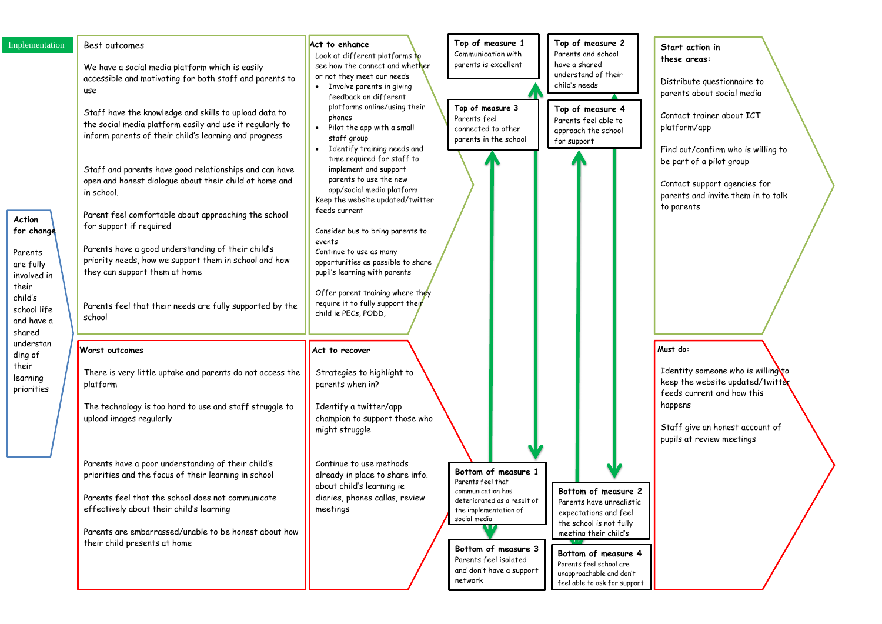## Implementation

### Action for change

Parents are fully involved in their child's school life and have a shared understanding of their learning priorities

### Best outcomes

We have a social media platform which is easily accessible and motivating for both staff and parents to use

Staff have the knowledge and skills to upload data to the social media platform easily and use it regularly to inform parents of their child's learning and progress

Staff and parents have good relationships and can have open and honest dialogue about their child at home and in school.

Parent feel comfortable about approaching the school for support if required

Parents have a good understanding of their child's priority needs, how we support them in school and how they can support them at home

Parents feel that their needs are fully supported by the school

### Act to enhance

Look at different platforms to see how the connect and whether or not they meet our needs

- Involve parents in giving feedback on different platforms online/using their phones
- Pilot the app with a small staff group
- Identify training needs and time required for staff to implement and support parents to use the new app/social media platform

Keep the website updated/twitter feeds current

Consider bus to bring parents to events

Continue to use as many opportunities as possible to share pupil's learning with parents

Offer parent training where they require it to fully support their child ie PECs, PODD,

### Top of measure 1

Communication with parents is excellent

### Top of measure 2

Parents and school have a shared understand of their child's needs

### Top of measure 3

Parents feel connected to other parents in the school

### Top of measure 4

Parents feel able to approach the school for support

### Start action in these areas:

Distribute questionnaire to parents about social media

Contact trainer about ICT platform/app

Find out/confirm who is willing to be part of a pilot group

Contact support agencies for parents and invite them in to talk to parents

### Worst outcomes

There is very little uptake and parents do not access the platform

The technology is too hard to use and staff struggle to upload images regularly

Parents have a poor understanding of their child's priorities and the focus of their learning in school

Parents feel that the school does not communicate effectively about their child's learning

Parents are embarrassed/unable to be honest about how their child presents at home

### Act to recover

Strategies to highlight to parents when in?

Identify a twitter/app champion to support those who might struggle

Continue to use methods already in place to share info. about child's learning ie diaries, phones callas, review meetings

### Bottom of measure 1

Parents feel that communication has deteriorated as a result of the implementation of social media

### Bottom of measure 2

Parents have unrealistic expectations and feel the school is not fully meeting their child's

### Bottom of measure 3

Parents feel isolated and don't have a support network

### Bottom of measure 4

Parents feel school are unapproachable and don't feel able to ask for support

### Must do:

Identity someone who is willing to keep the website updated/twitter feeds current and how this happens

Staff give an honest account of pupils at review meetings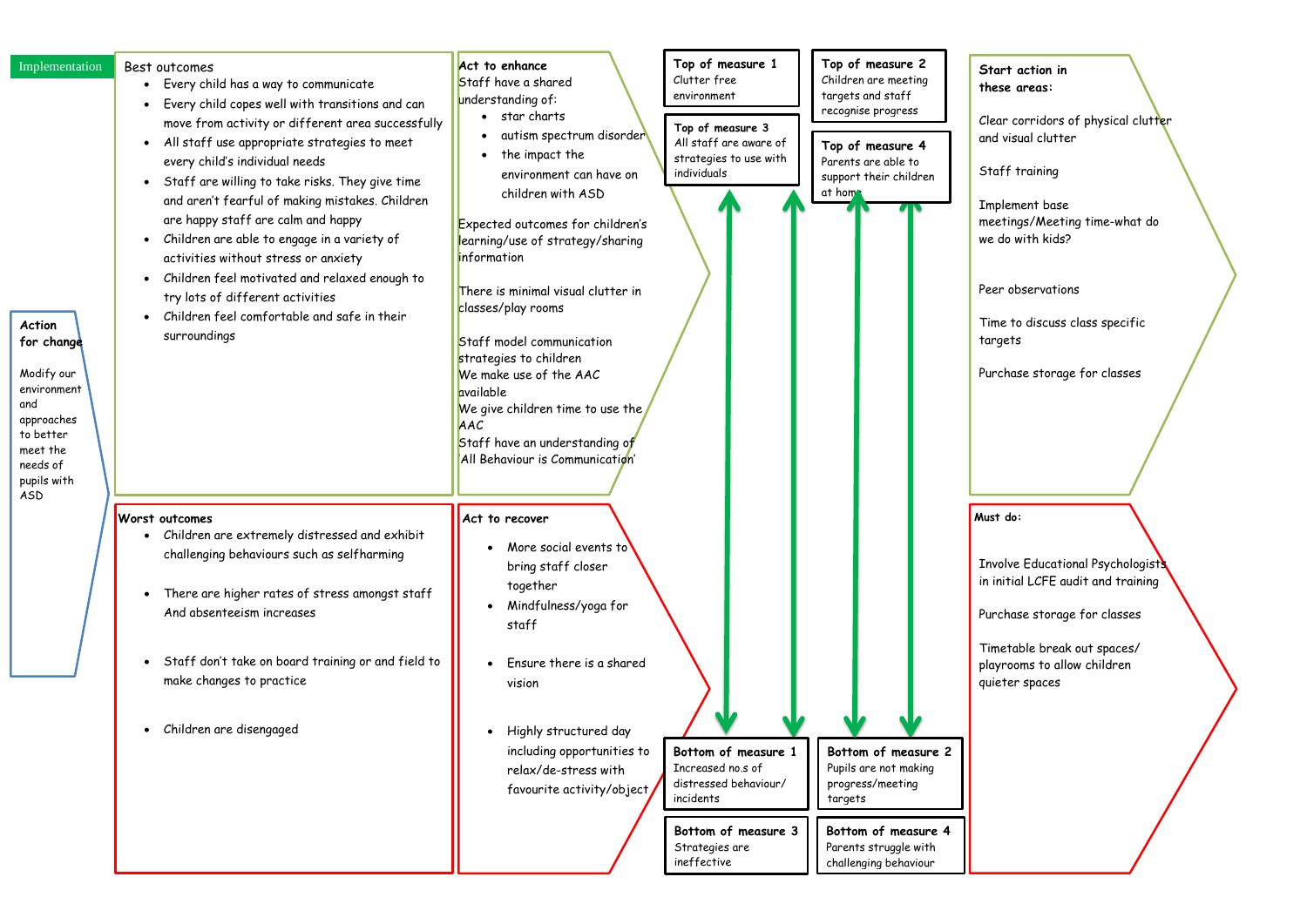Implementation

**Action for change**

Modify our environment and approaches to better meet the needs of pupils with ASD

**Best outcomes**

- Every child has a way to communicate
- Every child copes well with transitions and can move from activity or different area successfully
- All staff use appropriate strategies to meet every child's individual needs
- Staff are willing to take risks. They give time and aren't fearful of making mistakes. Children are happy staff are calm and happy
- Children are able to engage in a variety of activities without stress or anxiety
- Children feel motivated and relaxed enough to try lots of different activities
- Children feel comfortable and safe in their surroundings

**Act to enhance**

Staff have a shared understanding of:

- star charts
- autism spectrum disorder
- the impact the environment can have on children with ASD

Expected outcomes for children's learning/use of strategy/sharing information

There is minimal visual clutter in classes/play rooms

Staff model communication strategies to children
We make use of the AAC available
We give children time to use the AAC
Staff have an understanding of 'All Behaviour is Communication'

**Top of measure 1**
Clutter free environment

**Top of measure 2**
Children are meeting targets and staff recognise progress

**Top of measure 3**
All staff are aware of strategies to use with individuals

**Top of measure 4**
Parents are able to support their children at home

**Start action in these areas:**

Clear corridors of physical clutter and visual clutter

Staff training

Implement base meetings/Meeting time-what do we do with kids?

Peer observations

Time to discuss class specific targets

Purchase storage for classes

**Worst outcomes**

- Children are extremely distressed and exhibit challenging behaviours such as selfharming
- There are higher rates of stress amongst staff And absenteeism increases
- Staff don't take on board training or and field to make changes to practice
- Children are disengaged

**Act to recover**

- More social events to bring staff closer together
- Mindfulness/yoga for staff
- Ensure there is a shared vision
- Highly structured day including opportunities to relax/de-stress with favourite activity/object

**Bottom of measure 1**
Increased no.s of distressed behaviour/ incidents

**Bottom of measure 2**
Pupils are not making progress/meeting targets

**Bottom of measure 3**
Strategies are ineffective

**Bottom of measure 4**
Parents struggle with challenging behaviour

**Must do:**

Involve Educational Psychologists in initial LCFE audit and training

Purchase storage for classes

Timetable break out spaces/ playrooms to allow children quieter spaces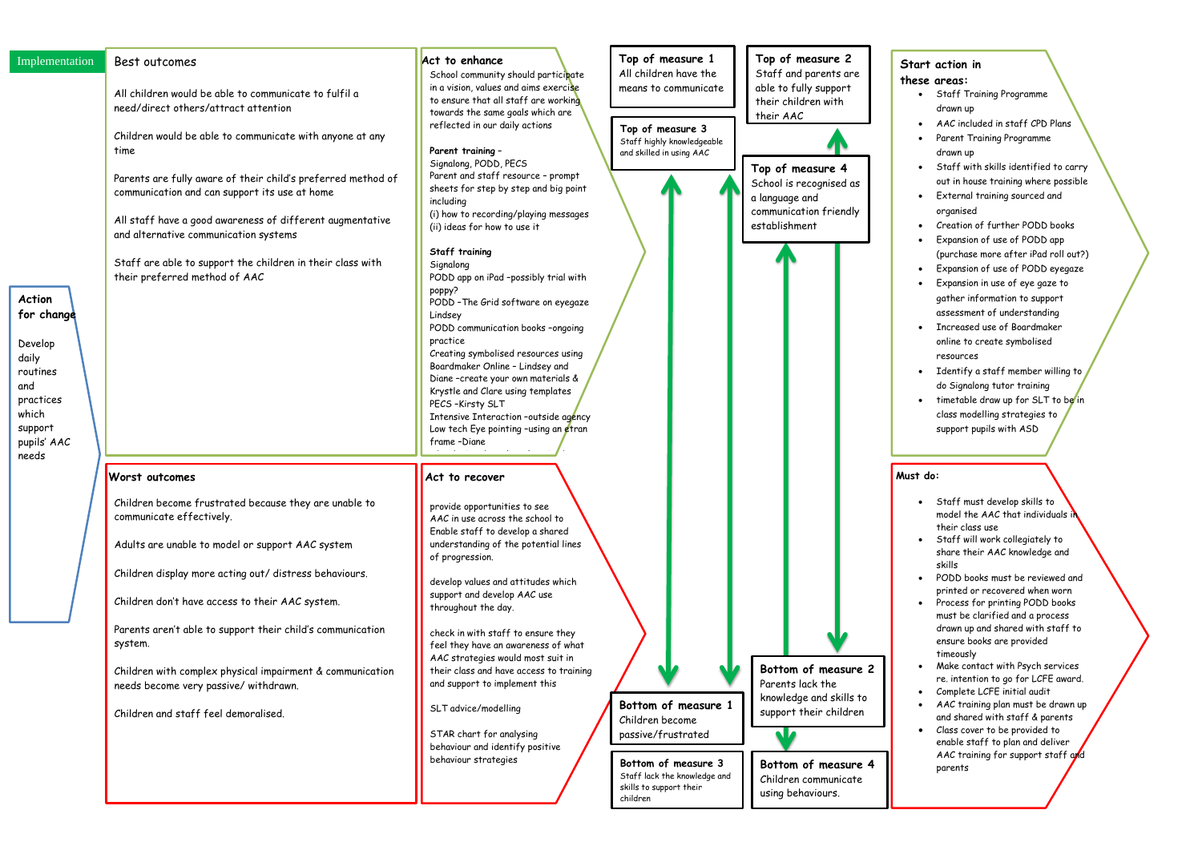Implementation

## Action for change

Develop daily routines and practices which support pupils' AAC needs

## Best outcomes

All children would be able to communicate to fulfil a need/direct others/attract attention

Children would be able to communicate with anyone at any time

Parents are fully aware of their child's preferred method of communication and can support its use at home

All staff have a good awareness of different augmentative and alternative communication systems

Staff are able to support the children in their class with their preferred method of AAC

## Act to enhance

School community should participate in a vision, values and aims exercise to ensure that all staff are working towards the same goals which are reflected in our daily actions

**Parent training** –
Signalong, PODD, PECS
Parent and staff resource – prompt sheets for step by step and big point including
(i) how to recording/playing messages
(ii) ideas for how to use it

**Staff training**
Signalong
PODD app on iPad –possibly trial with poppy?
PODD –The Grid software on eyegaze Lindsey
PODD communication books –ongoing practice
Creating symbolised resources using Boardmaker Online – Lindsey and Diane –create your own materials & Krystle and Clare using templates
PECS –Kirsty SLT
Intensive Interaction –outside agency
Low tech Eye pointing –using an etran frame –Diane

## Top of measure 1

All children have the means to communicate

## Top of measure 2

Staff and parents are able to fully support their children with their AAC

## Top of measure 3

Staff highly knowledgeable and skilled in using AAC

## Top of measure 4

School is recognised as a language and communication friendly establishment

## Start action in these areas:

- Staff Training Programme drawn up
- AAC included in staff CPD Plans
- Parent Training Programme drawn up
- Staff with skills identified to carry out in house training where possible
- External training sourced and organised
- Creation of further PODD books
- Expansion of use of PODD app (purchase more after iPad roll out?)
- Expansion of use of PODD eyegaze
- Expansion in use of eye gaze to gather information to support assessment of understanding
- Increased use of Boardmaker online to create symbolised resources
- Identify a staff member willing to do Signalong tutor training
- timetable draw up for SLT to be in class modelling strategies to support pupils with ASD

## Worst outcomes

Children become frustrated because they are unable to communicate effectively.

Adults are unable to model or support AAC system

Children display more acting out/ distress behaviours.

Children don't have access to their AAC system.

Parents aren't able to support their child's communication system.

Children with complex physical impairment & communication needs become very passive/ withdrawn.

Children and staff feel demoralised.

## Act to recover

provide opportunities to see AAC in use across the school to Enable staff to develop a shared understanding of the potential lines of progression.

develop values and attitudes which support and develop AAC use throughout the day.

check in with staff to ensure they feel they have an awareness of what AAC strategies would most suit in their class and have access to training and support to implement this

SLT advice/modelling

STAR chart for analysing behaviour and identify positive behaviour strategies

## Bottom of measure 1

Children become passive/frustrated

## Bottom of measure 2

Parents lack the knowledge and skills to support their children

## Bottom of measure 3

Staff lack the knowledge and skills to support their children

## Bottom of measure 4

Children communicate using behaviours.

## Must do:

- Staff must develop skills to model the AAC that individuals in their class use
- Staff will work collegiately to share their AAC knowledge and skills
- PODD books must be reviewed and printed or recovered when worn
- Process for printing PODD books must be clarified and a process drawn up and shared with staff to ensure books are provided timeously
- Make contact with Psych services re. intention to go for LCFE award.
- Complete LCFE initial audit
- AAC training plan must be drawn up and shared with staff & parents
- Class cover to be provided to enable staff to plan and deliver AAC training for support staff and parents